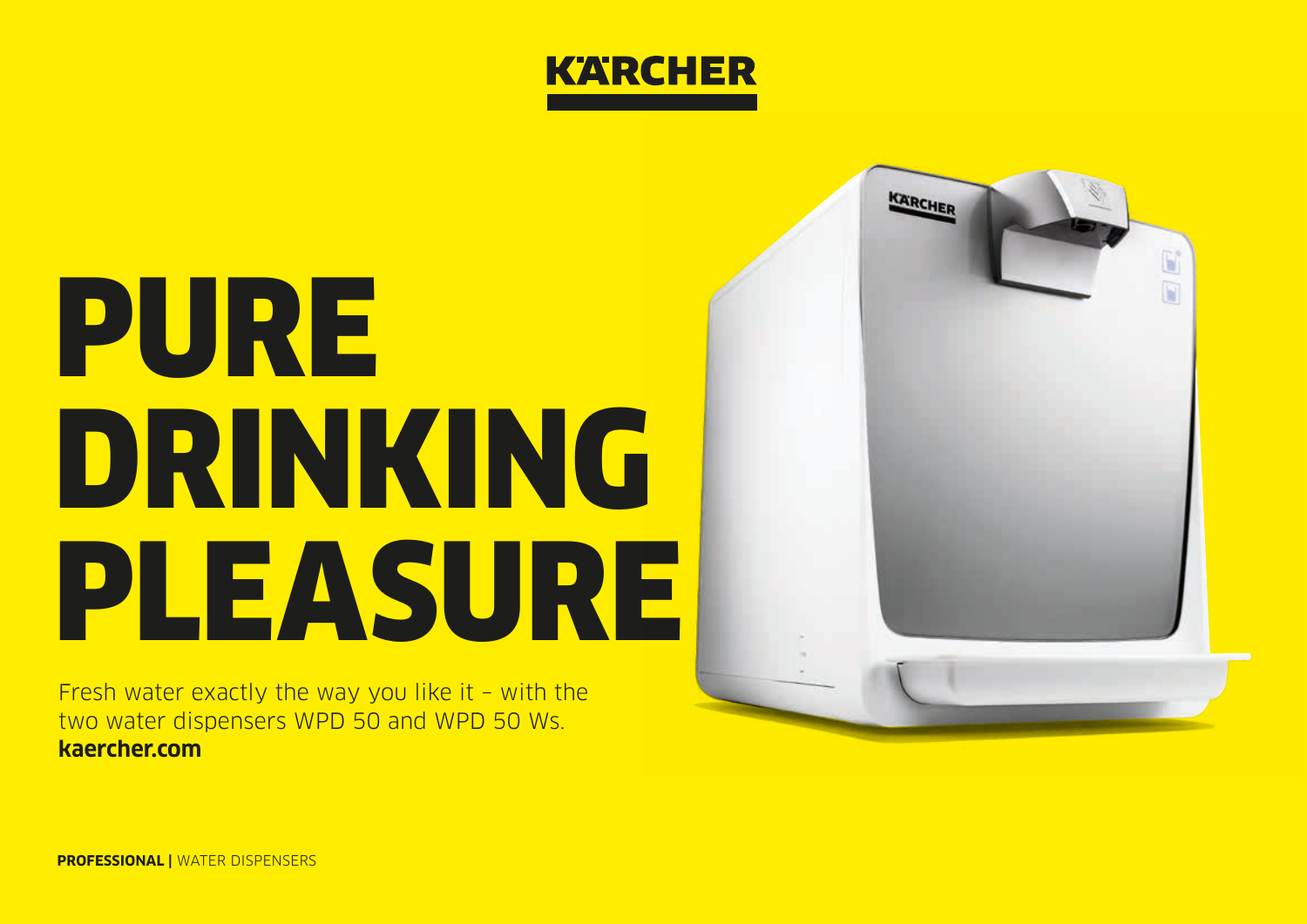KÄRCHER

# PURE DRINKING PLEASURE

Fresh water exactly the way you like it – with the two water dispensers WPD 50 and WPD 50 Ws.
**kaercher.com**

**PROFESSIONAL |** WATER DISPENSERS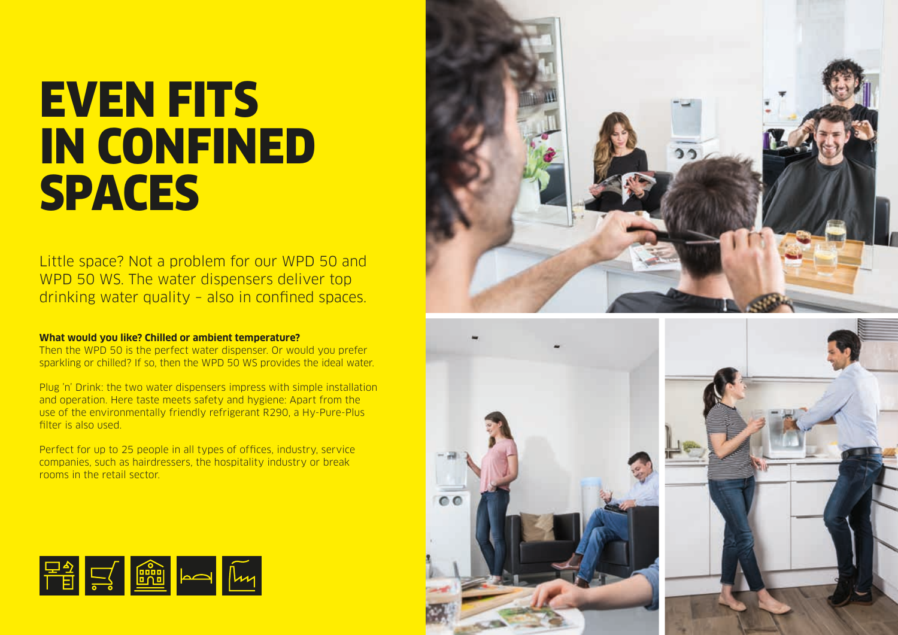# EVEN FITS IN CONFINED SPACES

Little space? Not a problem for our WPD 50 and WPD 50 WS. The water dispensers deliver top drinking water quality – also in confined spaces.

**What would you like? Chilled or ambient temperature?**
Then the WPD 50 is the perfect water dispenser. Or would you prefer sparkling or chilled? If so, then the WPD 50 WS provides the ideal water.

Plug 'n' Drink: the two water dispensers impress with simple installation and operation. Here taste meets safety and hygiene: Apart from the use of the environmentally friendly refrigerant R290, a Hy-Pure-Plus filter is also used.

Perfect for up to 25 people in all types of offices, industry, service companies, such as hairdressers, the hospitality industry or break rooms in the retail sector.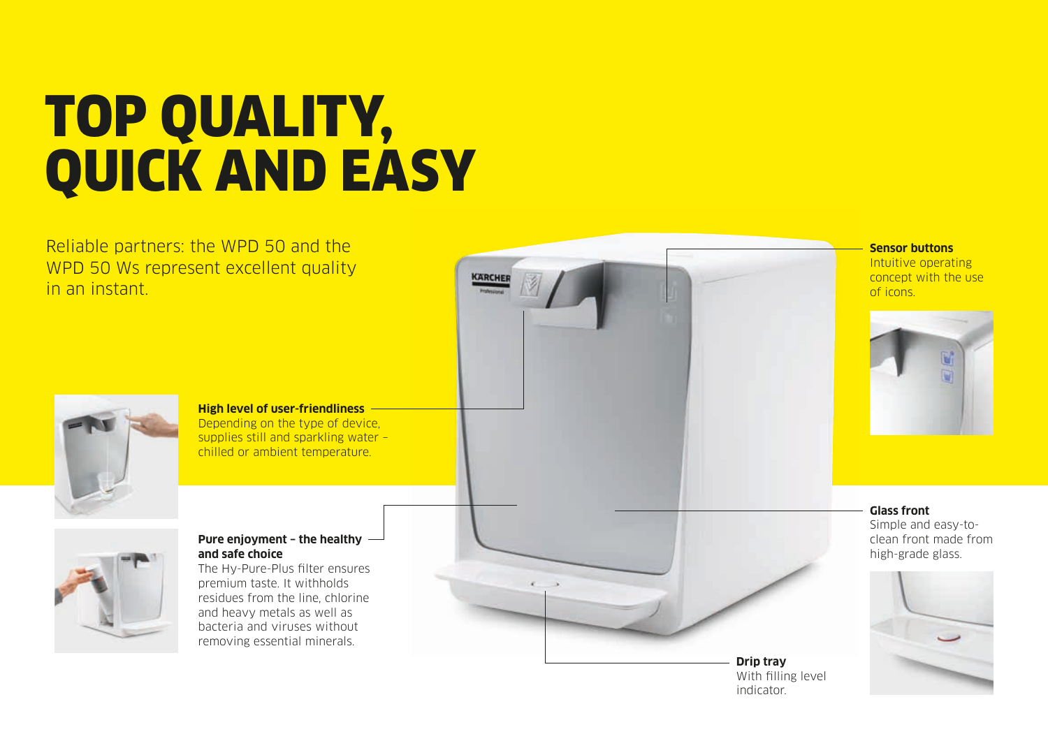# TOP QUALITY, QUICK AND EASY

Reliable partners: the WPD 50 and the WPD 50 Ws represent excellent quality in an instant.

**High level of user-friendliness**
Depending on the type of device, supplies still and sparkling water – chilled or ambient temperature.

**Pure enjoyment – the healthy and safe choice**
The Hy-Pure-Plus filter ensures premium taste. It withholds residues from the line, chlorine and heavy metals as well as bacteria and viruses without removing essential minerals.

**Sensor buttons**
Intuitive operating concept with the use of icons.

**Glass front**
Simple and easy-to-clean front made from high-grade glass.

**Drip tray**
With filling level indicator.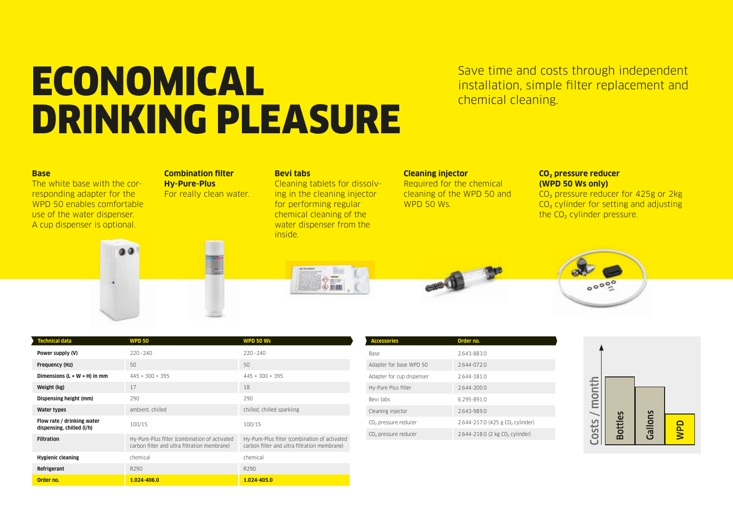# ECONOMICAL DRINKING PLEASURE

Save time and costs through independent installation, simple filter replacement and chemical cleaning.

**Base**
The white base with the corresponding adapter for the WPD 50 enables comfortable use of the water dispenser. A cup dispenser is optional.

**Combination filter Hy-Pure-Plus**
For really clean water.

**Bevi tabs**
Cleaning tablets for dissolving in the cleaning injector for performing regular chemical cleaning of the water dispenser from the inside.

**Cleaning injector**
Required for the chemical cleaning of the WPD 50 and WPD 50 Ws.

**$CO_2$ pressure reducer (WPD 50 Ws only)**
$CO_2$ pressure reducer for 425g or 2kg $CO_2$ cylinder for setting and adjusting the $CO_2$ cylinder pressure.

| Technical data | WPD 50 | WPD 50 Ws |
|---|---|---|
| **Power supply (V)** | 220–240 | 220–240 |
| **Frequency (Hz)** | 50 | 50 |
| **Dimensions (L × W × H) in mm** | 445 × 300 × 395 | 445 × 300 × 395 |
| **Weight (kg)** | 17 | 18 |
| **Dispensing height (mm)** | 290 | 290 |
| **Water types** | ambient, chilled | chilled, chilled sparkling |
| **Flow rate / drinking water dispensing, chilled (l/h)** | 100/15 | 100/15 |
| **Filtration** | Hy-Pure-Plus filter (combination of activated carbon filter and ultra filtration membrane) | Hy-Pure-Plus filter (combination of activated carbon filter and ultra filtration membrane) |
| **Hygienic cleaning** | chemical | chemical |
| **Refrigerant** | R290 | R290 |
| **Order no.** | **1.024-406.0** | **1.024-405.0** |

| Accessories | Order no. |
|---|---|
| Base | 2.643-883.0 |
| Adapter for base WPD 50 | 2.644-072.0 |
| Adapter for cup dispenser | 2.644-181.0 |
| Hy-Pure Plus filter | 2.644-200.0 |
| Bevi tabs | 6.295-891.0 |
| Cleaning injector | 2.643-989.0 |
| $CO_2$ pressure reducer | 2.644-217.0 (425 g $CO_2$ cylinder) |
| $CO_2$ pressure reducer | 2.644-218.0 (2 kg $CO_2$ cylinder) |

Costs / month

Bottles | Gallons | WPD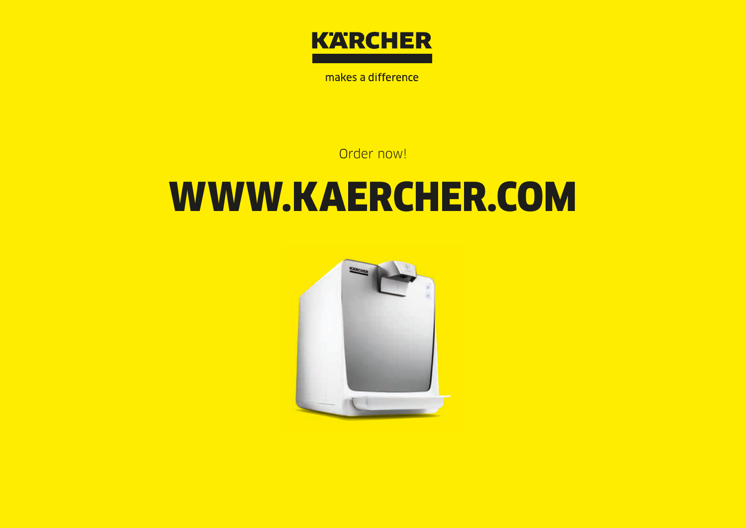KÄRCHER

makes a difference

Order now!

# WWW.KAERCHER.COM